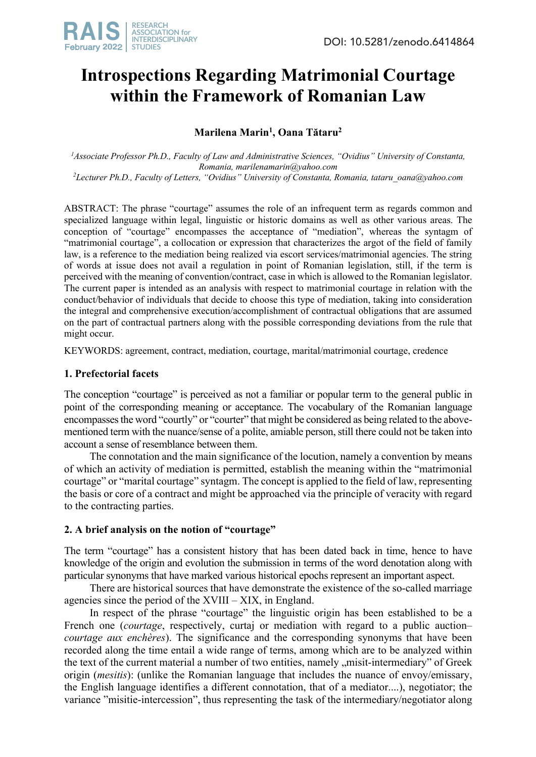# Introspections Regarding Matrimonial Courtage within the Framework of Romanian Law

**Marilena Marin[1], Oana Tătaru[2]**

*[1]Associate Professor Ph.D., Faculty of Law and Administrative Sciences, "Ovidius" University of Constanta, Romania, marilenamarin@yahoo.com*
*[2]Lecturer Ph.D., Faculty of Letters, "Ovidius" University of Constanta, Romania, tataru_oana@yahoo.com*

ABSTRACT: The phrase "courtage" assumes the role of an infrequent term as regards common and specialized language within legal, linguistic or historic domains as well as other various areas. The conception of "courtage" encompasses the acceptance of "mediation", whereas the syntagm of "matrimonial courtage", a collocation or expression that characterizes the argot of the field of family law, is a reference to the mediation being realized via escort services/matrimonial agencies. The string of words at issue does not avail a regulation in point of Romanian legislation, still, if the term is perceived with the meaning of convention/contract, case in which is allowed to the Romanian legislator. The current paper is intended as an analysis with respect to matrimonial courtage in relation with the conduct/behavior of individuals that decide to choose this type of mediation, taking into consideration the integral and comprehensive execution/accomplishment of contractual obligations that are assumed on the part of contractual partners along with the possible corresponding deviations from the rule that might occur.

KEYWORDS: agreement, contract, mediation, courtage, marital/matrimonial courtage, credence

## 1. Prefectorial facets

The conception "courtage" is perceived as not a familiar or popular term to the general public in point of the corresponding meaning or acceptance. The vocabulary of the Romanian language encompasses the word "courtly" or "courter" that might be considered as being related to the above-mentioned term with the nuance/sense of a polite, amiable person, still there could not be taken into account a sense of resemblance between them.

The connotation and the main significance of the locution, namely a convention by means of which an activity of mediation is permitted, establish the meaning within the "matrimonial courtage" or "marital courtage" syntagm. The concept is applied to the field of law, representing the basis or core of a contract and might be approached via the principle of veracity with regard to the contracting parties.

## 2. A brief analysis on the notion of "courtage"

The term "courtage" has a consistent history that has been dated back in time, hence to have knowledge of the origin and evolution the submission in terms of the word denotation along with particular synonyms that have marked various historical epochs represent an important aspect.

There are historical sources that have demonstrate the existence of the so-called marriage agencies since the period of the XVIII – XIX, in England.

In respect of the phrase "courtage" the linguistic origin has been established to be a French one (*courtage*, respectively, curtaj or mediation with regard to a public auction– *courtage aux enchères*). The significance and the corresponding synonyms that have been recorded along the time entail a wide range of terms, among which are to be analyzed within the text of the current material a number of two entities, namely „misit-intermediary" of Greek origin (*mesitis*): (unlike the Romanian language that includes the nuance of envoy/emissary, the English language identifies a different connotation, that of a mediator....), negotiator; the variance "misitie-intercession", thus representing the task of the intermediary/negotiator along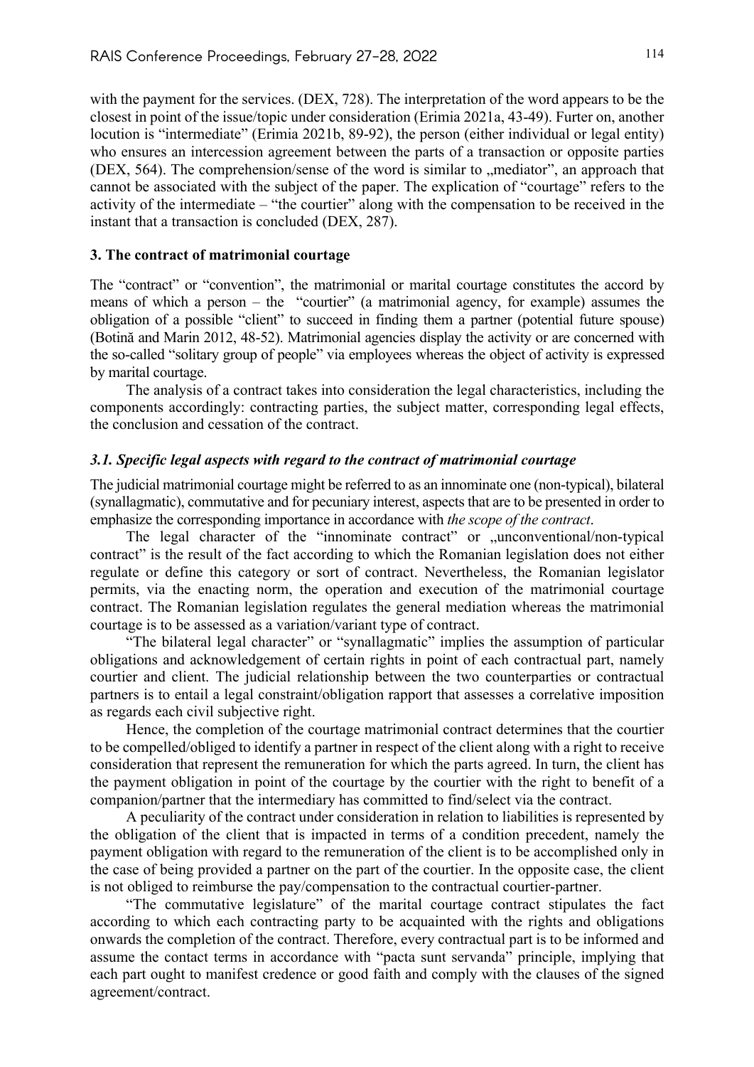with the payment for the services. (DEX, 728). The interpretation of the word appears to be the closest in point of the issue/topic under consideration (Erimia 2021a, 43-49). Furter on, another locution is "intermediate" (Erimia 2021b, 89-92), the person (either individual or legal entity) who ensures an intercession agreement between the parts of a transaction or opposite parties (DEX, 564). The comprehension/sense of the word is similar to „mediator", an approach that cannot be associated with the subject of the paper. The explication of "courtage" refers to the activity of the intermediate – "the courtier" along with the compensation to be received in the instant that a transaction is concluded (DEX, 287).

### 3. The contract of matrimonial courtage

The "contract" or "convention", the matrimonial or marital courtage constitutes the accord by means of which a person – the "courtier" (a matrimonial agency, for example) assumes the obligation of a possible "client" to succeed in finding them a partner (potential future spouse) (Botină and Marin 2012, 48-52). Matrimonial agencies display the activity or are concerned with the so-called "solitary group of people" via employees whereas the object of activity is expressed by marital courtage.

The analysis of a contract takes into consideration the legal characteristics, including the components accordingly: contracting parties, the subject matter, corresponding legal effects, the conclusion and cessation of the contract.

#### *3.1. Specific legal aspects with regard to the contract of matrimonial courtage*

The judicial matrimonial courtage might be referred to as an innominate one (non-typical), bilateral (synallagmatic), commutative and for pecuniary interest, aspects that are to be presented in order to emphasize the corresponding importance in accordance with *the scope of the contract*.

The legal character of the "innominate contract" or „unconventional/non-typical contract" is the result of the fact according to which the Romanian legislation does not either regulate or define this category or sort of contract. Nevertheless, the Romanian legislator permits, via the enacting norm, the operation and execution of the matrimonial courtage contract. The Romanian legislation regulates the general mediation whereas the matrimonial courtage is to be assessed as a variation/variant type of contract.

"The bilateral legal character" or "synallagmatic" implies the assumption of particular obligations and acknowledgement of certain rights in point of each contractual part, namely courtier and client. The judicial relationship between the two counterparties or contractual partners is to entail a legal constraint/obligation rapport that assesses a correlative imposition as regards each civil subjective right.

Hence, the completion of the courtage matrimonial contract determines that the courtier to be compelled/obliged to identify a partner in respect of the client along with a right to receive consideration that represent the remuneration for which the parts agreed. In turn, the client has the payment obligation in point of the courtage by the courtier with the right to benefit of a companion/partner that the intermediary has committed to find/select via the contract.

A peculiarity of the contract under consideration in relation to liabilities is represented by the obligation of the client that is impacted in terms of a condition precedent, namely the payment obligation with regard to the remuneration of the client is to be accomplished only in the case of being provided a partner on the part of the courtier. In the opposite case, the client is not obliged to reimburse the pay/compensation to the contractual courtier-partner.

"The commutative legislature" of the marital courtage contract stipulates the fact according to which each contracting party to be acquainted with the rights and obligations onwards the completion of the contract. Therefore, every contractual part is to be informed and assume the contact terms in accordance with "pacta sunt servanda" principle, implying that each part ought to manifest credence or good faith and comply with the clauses of the signed agreement/contract.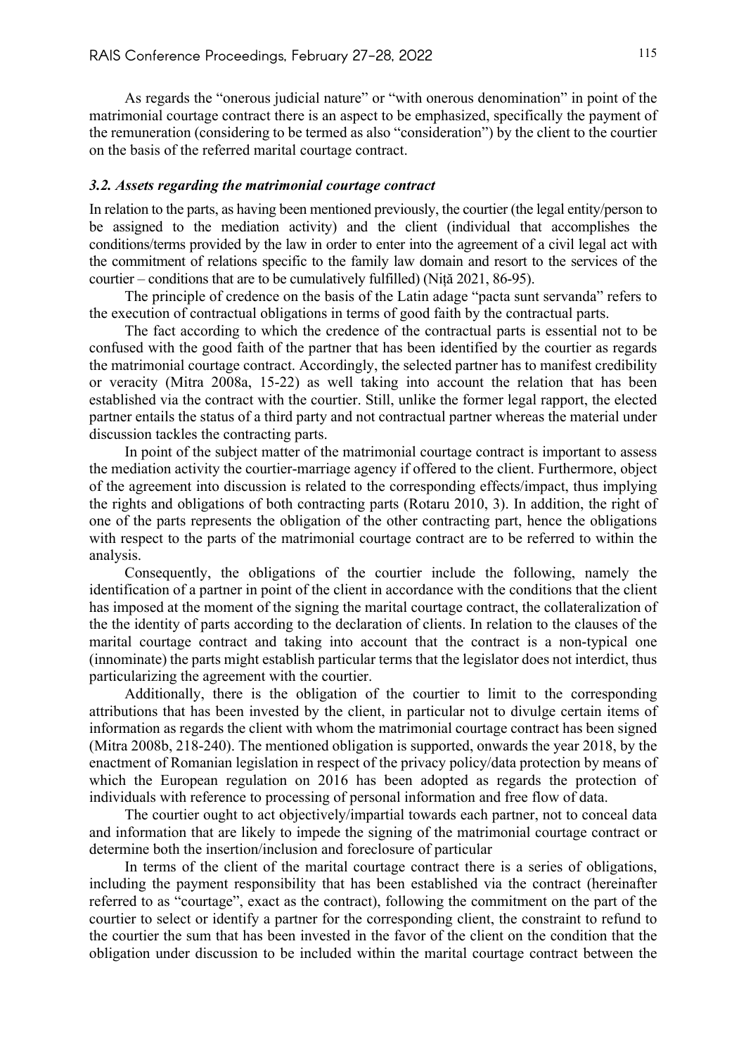As regards the "onerous judicial nature" or "with onerous denomination" in point of the matrimonial courtage contract there is an aspect to be emphasized, specifically the payment of the remuneration (considering to be termed as also "consideration") by the client to the courtier on the basis of the referred marital courtage contract.

### *3.2. Assets regarding the matrimonial courtage contract*

In relation to the parts, as having been mentioned previously, the courtier (the legal entity/person to be assigned to the mediation activity) and the client (individual that accomplishes the conditions/terms provided by the law in order to enter into the agreement of a civil legal act with the commitment of relations specific to the family law domain and resort to the services of the courtier – conditions that are to be cumulatively fulfilled) (Niţă 2021, 86-95).

The principle of credence on the basis of the Latin adage "pacta sunt servanda" refers to the execution of contractual obligations in terms of good faith by the contractual parts.

The fact according to which the credence of the contractual parts is essential not to be confused with the good faith of the partner that has been identified by the courtier as regards the matrimonial courtage contract. Accordingly, the selected partner has to manifest credibility or veracity (Mitra 2008a, 15-22) as well taking into account the relation that has been established via the contract with the courtier. Still, unlike the former legal rapport, the elected partner entails the status of a third party and not contractual partner whereas the material under discussion tackles the contracting parts.

In point of the subject matter of the matrimonial courtage contract is important to assess the mediation activity the courtier-marriage agency if offered to the client. Furthermore, object of the agreement into discussion is related to the corresponding effects/impact, thus implying the rights and obligations of both contracting parts (Rotaru 2010, 3). In addition, the right of one of the parts represents the obligation of the other contracting part, hence the obligations with respect to the parts of the matrimonial courtage contract are to be referred to within the analysis.

Consequently, the obligations of the courtier include the following, namely the identification of a partner in point of the client in accordance with the conditions that the client has imposed at the moment of the signing the marital courtage contract, the collateralization of the the identity of parts according to the declaration of clients. In relation to the clauses of the marital courtage contract and taking into account that the contract is a non-typical one (innominate) the parts might establish particular terms that the legislator does not interdict, thus particularizing the agreement with the courtier.

Additionally, there is the obligation of the courtier to limit to the corresponding attributions that has been invested by the client, in particular not to divulge certain items of information as regards the client with whom the matrimonial courtage contract has been signed (Mitra 2008b, 218-240). The mentioned obligation is supported, onwards the year 2018, by the enactment of Romanian legislation in respect of the privacy policy/data protection by means of which the European regulation on 2016 has been adopted as regards the protection of individuals with reference to processing of personal information and free flow of data.

The courtier ought to act objectively/impartial towards each partner, not to conceal data and information that are likely to impede the signing of the matrimonial courtage contract or determine both the insertion/inclusion and foreclosure of particular

In terms of the client of the marital courtage contract there is a series of obligations, including the payment responsibility that has been established via the contract (hereinafter referred to as "courtage", exact as the contract), following the commitment on the part of the courtier to select or identify a partner for the corresponding client, the constraint to refund to the courtier the sum that has been invested in the favor of the client on the condition that the obligation under discussion to be included within the marital courtage contract between the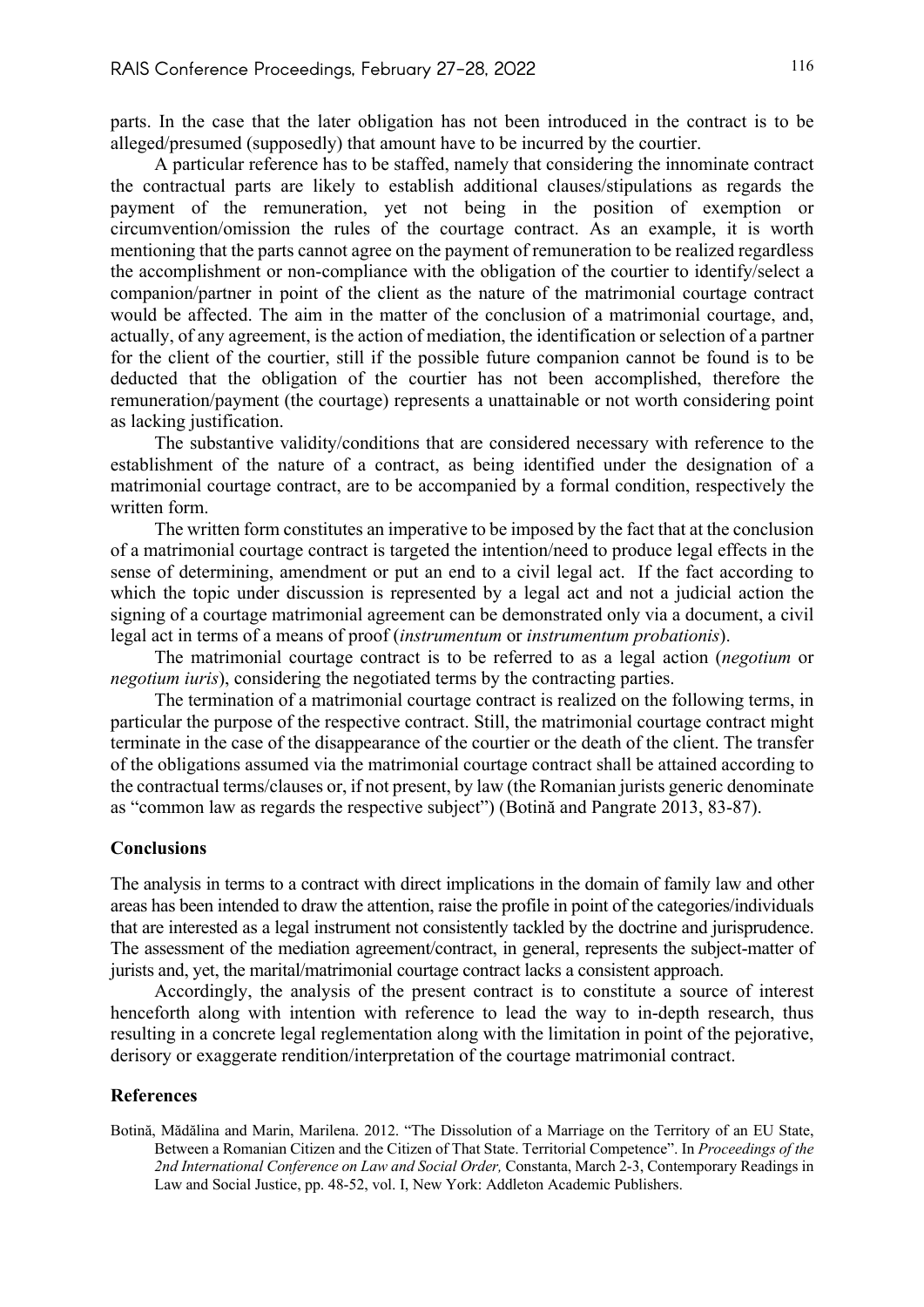parts. In the case that the later obligation has not been introduced in the contract is to be alleged/presumed (supposedly) that amount have to be incurred by the courtier.

A particular reference has to be staffed, namely that considering the innominate contract the contractual parts are likely to establish additional clauses/stipulations as regards the payment of the remuneration, yet not being in the position of exemption or circumvention/omission the rules of the courtage contract. As an example, it is worth mentioning that the parts cannot agree on the payment of remuneration to be realized regardless the accomplishment or non-compliance with the obligation of the courtier to identify/select a companion/partner in point of the client as the nature of the matrimonial courtage contract would be affected. The aim in the matter of the conclusion of a matrimonial courtage, and, actually, of any agreement, is the action of mediation, the identification or selection of a partner for the client of the courtier, still if the possible future companion cannot be found is to be deducted that the obligation of the courtier has not been accomplished, therefore the remuneration/payment (the courtage) represents a unattainable or not worth considering point as lacking justification.

The substantive validity/conditions that are considered necessary with reference to the establishment of the nature of a contract, as being identified under the designation of a matrimonial courtage contract, are to be accompanied by a formal condition, respectively the written form.

The written form constitutes an imperative to be imposed by the fact that at the conclusion of a matrimonial courtage contract is targeted the intention/need to produce legal effects in the sense of determining, amendment or put an end to a civil legal act. If the fact according to which the topic under discussion is represented by a legal act and not a judicial action the signing of a courtage matrimonial agreement can be demonstrated only via a document, a civil legal act in terms of a means of proof (*instrumentum* or *instrumentum probationis*).

The matrimonial courtage contract is to be referred to as a legal action (*negotium* or *negotium iuris*), considering the negotiated terms by the contracting parties.

The termination of a matrimonial courtage contract is realized on the following terms, in particular the purpose of the respective contract. Still, the matrimonial courtage contract might terminate in the case of the disappearance of the courtier or the death of the client. The transfer of the obligations assumed via the matrimonial courtage contract shall be attained according to the contractual terms/clauses or, if not present, by law (the Romanian jurists generic denominate as "common law as regards the respective subject") (Botină and Pangrate 2013, 83-87).

## Conclusions

The analysis in terms to a contract with direct implications in the domain of family law and other areas has been intended to draw the attention, raise the profile in point of the categories/individuals that are interested as a legal instrument not consistently tackled by the doctrine and jurisprudence. The assessment of the mediation agreement/contract, in general, represents the subject-matter of jurists and, yet, the marital/matrimonial courtage contract lacks a consistent approach.

Accordingly, the analysis of the present contract is to constitute a source of interest henceforth along with intention with reference to lead the way to in-depth research, thus resulting in a concrete legal reglementation along with the limitation in point of the pejorative, derisory or exaggerate rendition/interpretation of the courtage matrimonial contract.

## References

Botină, Mădălina and Marin, Marilena. 2012. "The Dissolution of a Marriage on the Territory of an EU State, Between a Romanian Citizen and the Citizen of That State. Territorial Competence". In *Proceedings of the 2nd International Conference on Law and Social Order,* Constanta, March 2-3, Contemporary Readings in Law and Social Justice, pp. 48-52, vol. I, New York: Addleton Academic Publishers.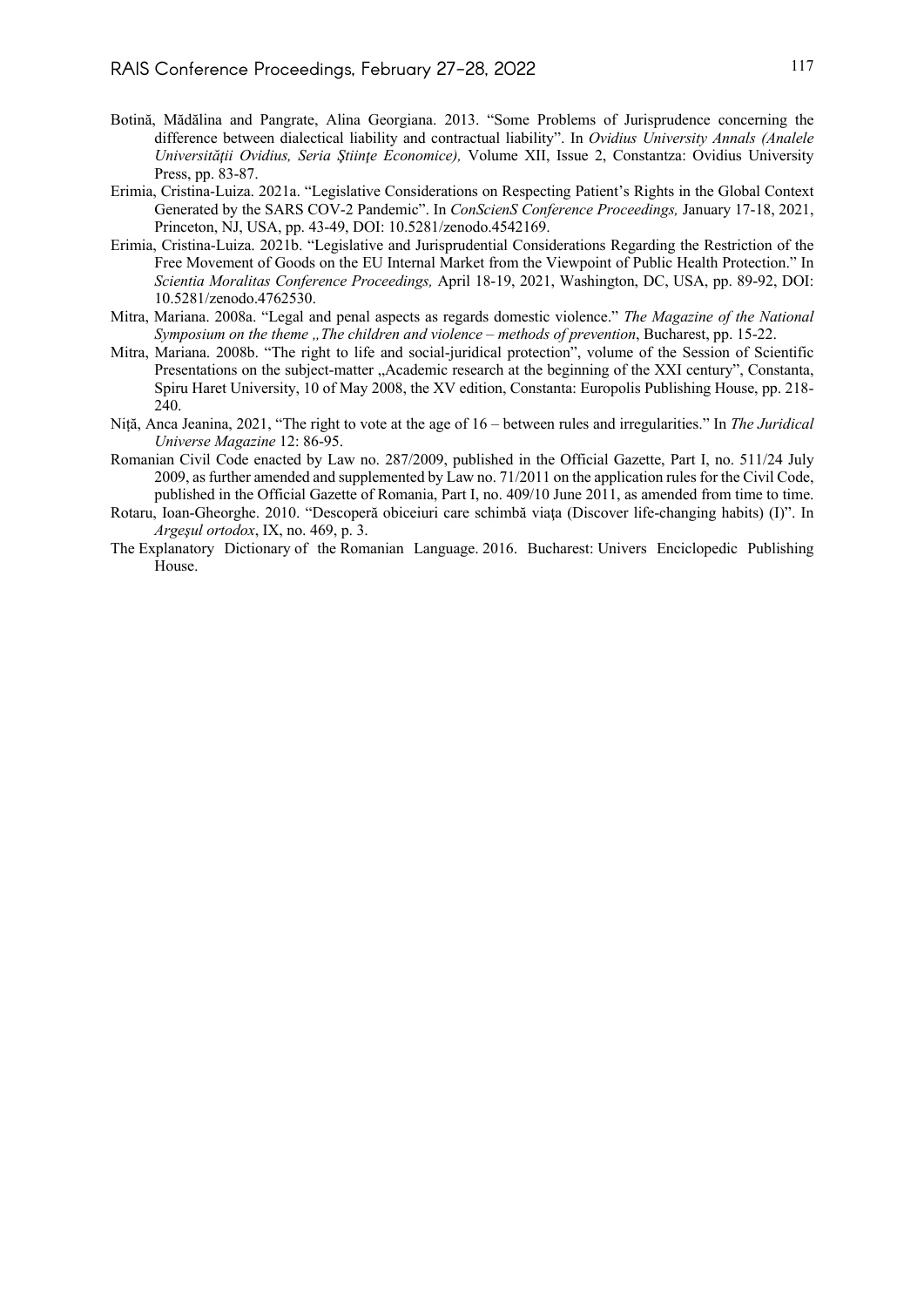Botină, Mădălina and Pangrate, Alina Georgiana. 2013. "Some Problems of Jurisprudence concerning the difference between dialectical liability and contractual liability". In *Ovidius University Annals (Analele Universității Ovidius, Seria Științe Economice),* Volume XII, Issue 2, Constantza: Ovidius University Press, pp. 83-87.

Erimia, Cristina-Luiza. 2021a. "Legislative Considerations on Respecting Patient's Rights in the Global Context Generated by the SARS COV-2 Pandemic". In *ConScienS Conference Proceedings,* January 17-18, 2021, Princeton, NJ, USA, pp. 43-49, DOI: 10.5281/zenodo.4542169.

Erimia, Cristina-Luiza. 2021b. "Legislative and Jurisprudential Considerations Regarding the Restriction of the Free Movement of Goods on the EU Internal Market from the Viewpoint of Public Health Protection." In *Scientia Moralitas Conference Proceedings,* April 18-19, 2021, Washington, DC, USA, pp. 89-92, DOI: 10.5281/zenodo.4762530.

Mitra, Mariana. 2008a. "Legal and penal aspects as regards domestic violence." *The Magazine of the National Symposium on the theme „The children and violence – methods of prevention*, Bucharest, pp. 15-22.

Mitra, Mariana. 2008b. "The right to life and social-juridical protection", volume of the Session of Scientific Presentations on the subject-matter „Academic research at the beginning of the XXI century", Constanta, Spiru Haret University, 10 of May 2008, the XV edition, Constanta: Europolis Publishing House, pp. 218-240.

Niță, Anca Jeanina, 2021, "The right to vote at the age of 16 – between rules and irregularities." In *The Juridical Universe Magazine* 12: 86-95.

Romanian Civil Code enacted by Law no. 287/2009, published in the Official Gazette, Part I, no. 511/24 July 2009, as further amended and supplemented by Law no. 71/2011 on the application rules for the Civil Code, published in the Official Gazette of Romania, Part I, no. 409/10 June 2011, as amended from time to time.

Rotaru, Ioan-Gheorghe. 2010. "Descoperă obiceiuri care schimbă viața (Discover life-changing habits) (I)". In *Argeșul ortodox*, IX, no. 469, p. 3.

The Explanatory Dictionary of the Romanian Language. 2016. Bucharest: Univers Enciclopedic Publishing House.